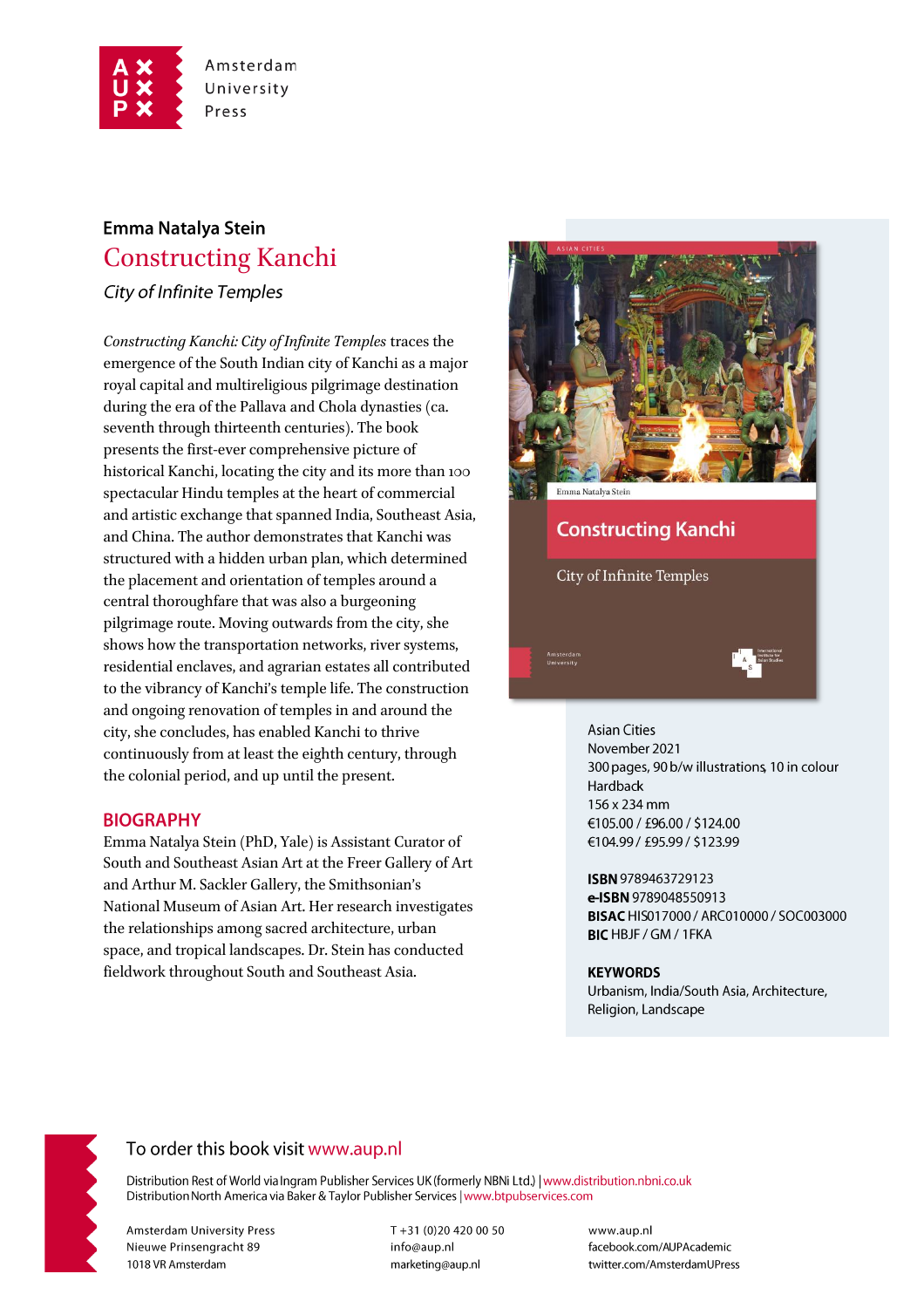Amsterdam University Press

**Emma Natalya Stein**

# Constructing Kanchi

*City of Infinite Temples*

*Constructing Kanchi: City of Infinite Temples* traces the emergence of the South Indian city of Kanchi as a major royal capital and multireligious pilgrimage destination during the era of the Pallava and Chola dynasties (ca. seventh through thirteenth centuries). The book presents the first-ever comprehensive picture of historical Kanchi, locating the city and its more than 100 spectacular Hindu temples at the heart of commercial and artistic exchange that spanned India, Southeast Asia, and China. The author demonstrates that Kanchi was structured with a hidden urban plan, which determined the placement and orientation of temples around a central thoroughfare that was also a burgeoning pilgrimage route. Moving outwards from the city, she shows how the transportation networks, river systems, residential enclaves, and agrarian estates all contributed to the vibrancy of Kanchi's temple life. The construction and ongoing renovation of temples in and around the city, she concludes, has enabled Kanchi to thrive continuously from at least the eighth century, through the colonial period, and up until the present.

## BIOGRAPHY

Emma Natalya Stein (PhD, Yale) is Assistant Curator of South and Southeast Asian Art at the Freer Gallery of Art and Arthur M. Sackler Gallery, the Smithsonian's National Museum of Asian Art. Her research investigates the relationships among sacred architecture, urban space, and tropical landscapes. Dr. Stein has conducted fieldwork throughout South and Southeast Asia.

Asian Cities
November 2021
300 pages, 90 b/w illustrations, 10 in colour
Hardback
156 x 234 mm
€105.00 / £96.00 / $124.00
€104.99 / £95.99 / $123.99

**ISBN** 9789463729123
**e-ISBN** 9789048550913
**BISAC** HIS017000 / ARC010000 / SOC003000
**BIC** HBJF / GM / 1FKA

**KEYWORDS**
Urbanism, India/South Asia, Architecture, Religion, Landscape

To order this book visit www.aup.nl

Distribution Rest of World via Ingram Publisher Services UK (formerly NBNi Ltd.) | www.distribution.nbni.co.uk
Distribution North America via Baker & Taylor Publisher Services | www.btpubservices.com

Amsterdam University Press
Nieuwe Prinsengracht 89
1018 VR Amsterdam

T +31 (0)20 420 00 50
info@aup.nl
marketing@aup.nl

www.aup.nl
facebook.com/AUPAcademic
twitter.com/AmsterdamUPress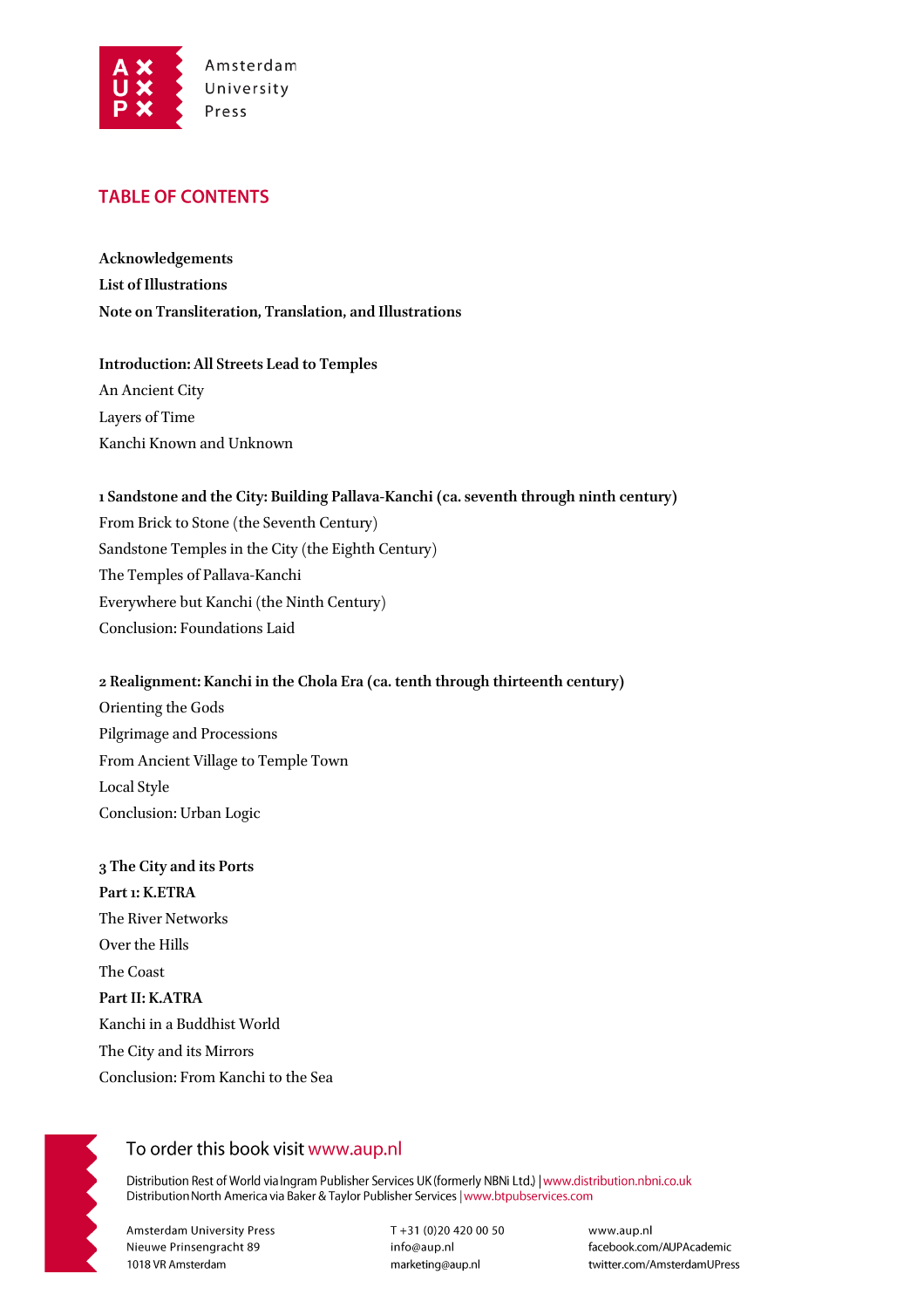Amsterdam University Press

## TABLE OF CONTENTS

**Acknowledgements**
**List of Illustrations**
**Note on Transliteration, Translation, and Illustrations**

**Introduction: All Streets Lead to Temples**
An Ancient City
Layers of Time
Kanchi Known and Unknown

**1 Sandstone and the City: Building Pallava-Kanchi (ca. seventh through ninth century)**
From Brick to Stone (the Seventh Century)
Sandstone Temples in the City (the Eighth Century)
The Temples of Pallava-Kanchi
Everywhere but Kanchi (the Ninth Century)
Conclusion: Foundations Laid

**2 Realignment: Kanchi in the Chola Era (ca. tenth through thirteenth century)**
Orienting the Gods
Pilgrimage and Processions
From Ancient Village to Temple Town
Local Style
Conclusion: Urban Logic

**3 The City and its Ports**
**Part 1: K.ETRA**
The River Networks
Over the Hills
The Coast
**Part II: K.ATRA**
Kanchi in a Buddhist World
The City and its Mirrors
Conclusion: From Kanchi to the Sea

To order this book visit www.aup.nl

Distribution Rest of World via Ingram Publisher Services UK (formerly NBNi Ltd.) | www.distribution.nbni.co.uk
Distribution North America via Baker & Taylor Publisher Services | www.btpubservices.com

Amsterdam University Press
Nieuwe Prinsengracht 89
1018 VR Amsterdam

T +31 (0)20 420 00 50
info@aup.nl
marketing@aup.nl

www.aup.nl
facebook.com/AUPAcademic
twitter.com/AmsterdamUPress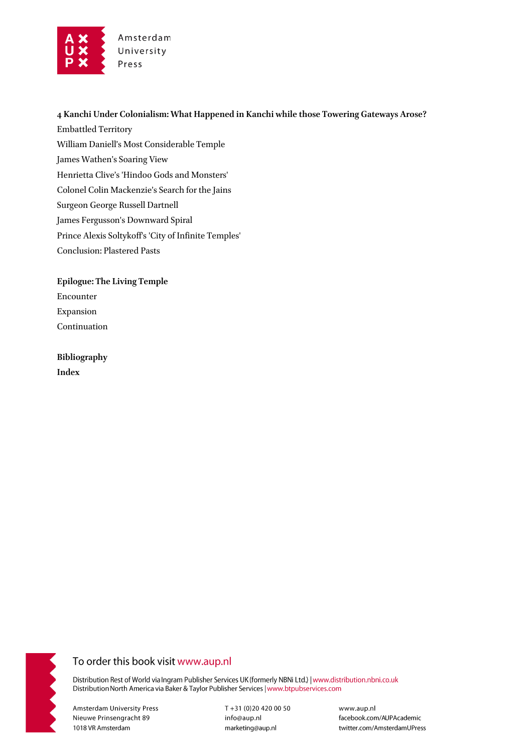**4 Kanchi Under Colonialism: What Happened in Kanchi while those Towering Gateways Arose?**

Embattled Territory

William Daniell's Most Considerable Temple

James Wathen's Soaring View

Henrietta Clive's 'Hindoo Gods and Monsters'

Colonel Colin Mackenzie's Search for the Jains

Surgeon George Russell Dartnell

James Fergusson's Downward Spiral

Prince Alexis Soltykoff's 'City of Infinite Temples'

Conclusion: Plastered Pasts

**Epilogue: The Living Temple**

Encounter

Expansion

Continuation

**Bibliography**

**Index**

To order this book visit www.aup.nl

Distribution Rest of World via Ingram Publisher Services UK (formerly NBNi Ltd.) | www.distribution.nbni.co.uk
Distribution North America via Baker & Taylor Publisher Services | www.btpubservices.com

Amsterdam University Press
Nieuwe Prinsengracht 89
1018 VR Amsterdam

T +31 (0)20 420 00 50
info@aup.nl
marketing@aup.nl

www.aup.nl
facebook.com/AUPAcademic
twitter.com/AmsterdamUPress